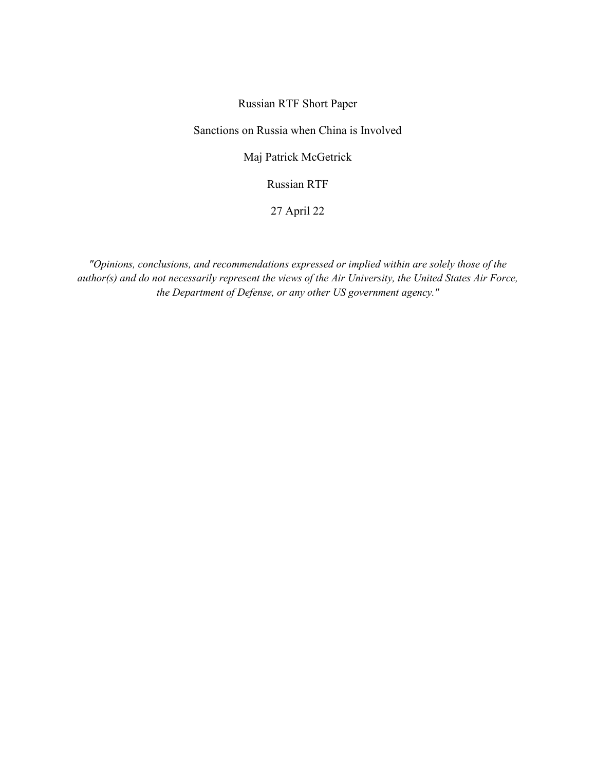Russian RTF Short Paper

Sanctions on Russia when China is Involved

Maj Patrick McGetrick

Russian RTF

27 April 22

*"Opinions, conclusions, and recommendations expressed or implied within are solely those of the author(s) and do not necessarily represent the views of the Air University, the United States Air Force, the Department of Defense, or any other US government agency."*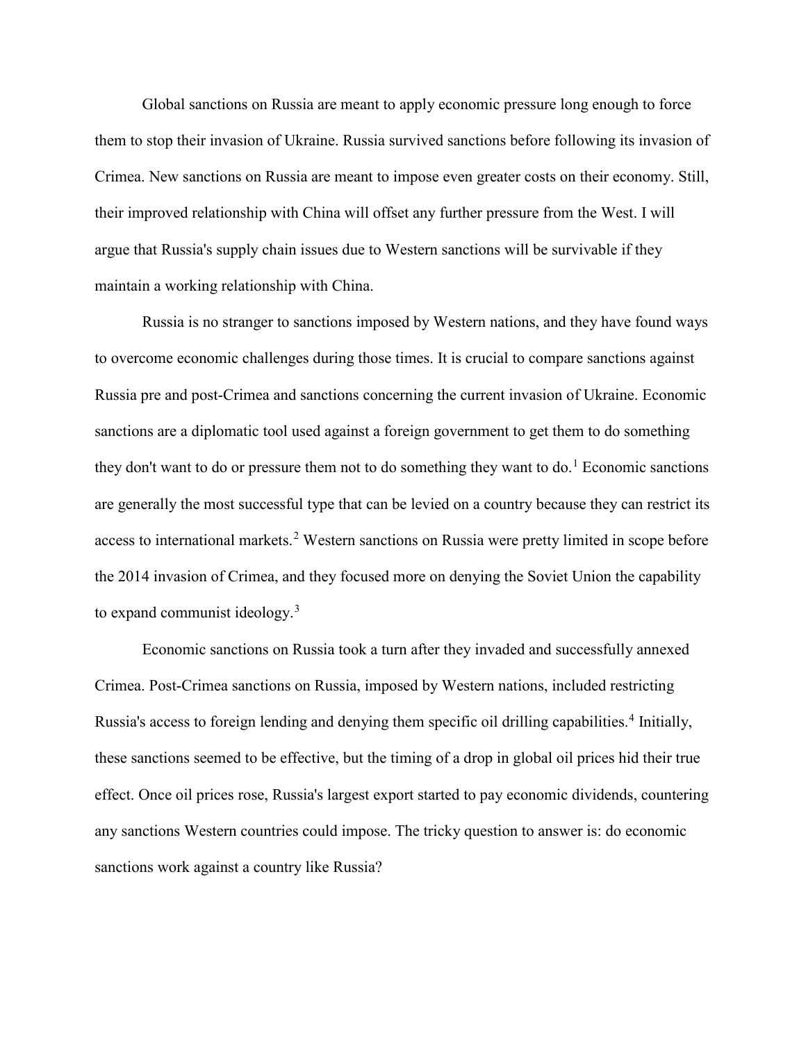Global sanctions on Russia are meant to apply economic pressure long enough to force them to stop their invasion of Ukraine. Russia survived sanctions before following its invasion of Crimea. New sanctions on Russia are meant to impose even greater costs on their economy. Still, their improved relationship with China will offset any further pressure from the West. I will argue that Russia's supply chain issues due to Western sanctions will be survivable if they maintain a working relationship with China.

Russia is no stranger to sanctions imposed by Western nations, and they have found ways to overcome economic challenges during those times. It is crucial to compare sanctions against Russia pre and post-Crimea and sanctions concerning the current invasion of Ukraine. Economic sanctions are a diplomatic tool used against a foreign government to get them to do something they don't want to do or pressure them not to do something they want to do.[1] Economic sanctions are generally the most successful type that can be levied on a country because they can restrict its access to international markets.[2] Western sanctions on Russia were pretty limited in scope before the 2014 invasion of Crimea, and they focused more on denying the Soviet Union the capability to expand communist ideology.[3]

Economic sanctions on Russia took a turn after they invaded and successfully annexed Crimea. Post-Crimea sanctions on Russia, imposed by Western nations, included restricting Russia's access to foreign lending and denying them specific oil drilling capabilities.[4] Initially, these sanctions seemed to be effective, but the timing of a drop in global oil prices hid their true effect. Once oil prices rose, Russia's largest export started to pay economic dividends, countering any sanctions Western countries could impose. The tricky question to answer is: do economic sanctions work against a country like Russia?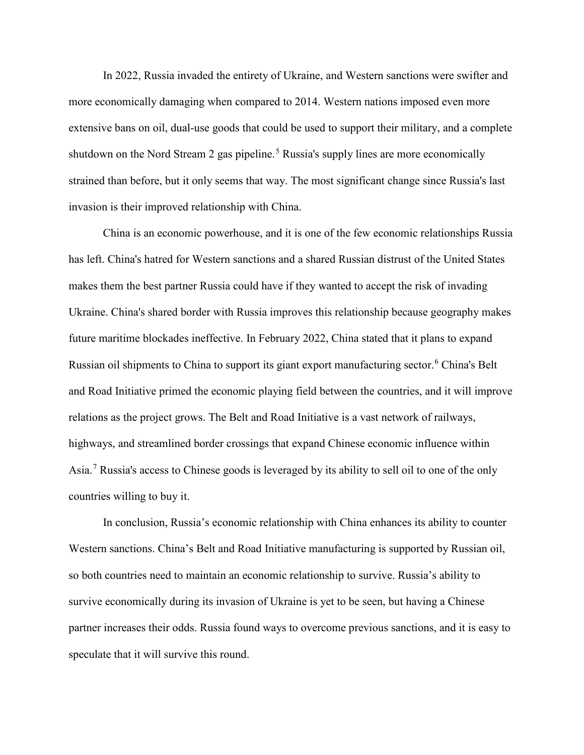In 2022, Russia invaded the entirety of Ukraine, and Western sanctions were swifter and more economically damaging when compared to 2014. Western nations imposed even more extensive bans on oil, dual-use goods that could be used to support their military, and a complete shutdown on the Nord Stream 2 gas pipeline.[5] Russia's supply lines are more economically strained than before, but it only seems that way. The most significant change since Russia's last invasion is their improved relationship with China.

China is an economic powerhouse, and it is one of the few economic relationships Russia has left. China's hatred for Western sanctions and a shared Russian distrust of the United States makes them the best partner Russia could have if they wanted to accept the risk of invading Ukraine. China's shared border with Russia improves this relationship because geography makes future maritime blockades ineffective. In February 2022, China stated that it plans to expand Russian oil shipments to China to support its giant export manufacturing sector.[6] China's Belt and Road Initiative primed the economic playing field between the countries, and it will improve relations as the project grows. The Belt and Road Initiative is a vast network of railways, highways, and streamlined border crossings that expand Chinese economic influence within Asia.[7] Russia's access to Chinese goods is leveraged by its ability to sell oil to one of the only countries willing to buy it.

In conclusion, Russia's economic relationship with China enhances its ability to counter Western sanctions. China's Belt and Road Initiative manufacturing is supported by Russian oil, so both countries need to maintain an economic relationship to survive. Russia's ability to survive economically during its invasion of Ukraine is yet to be seen, but having a Chinese partner increases their odds. Russia found ways to overcome previous sanctions, and it is easy to speculate that it will survive this round.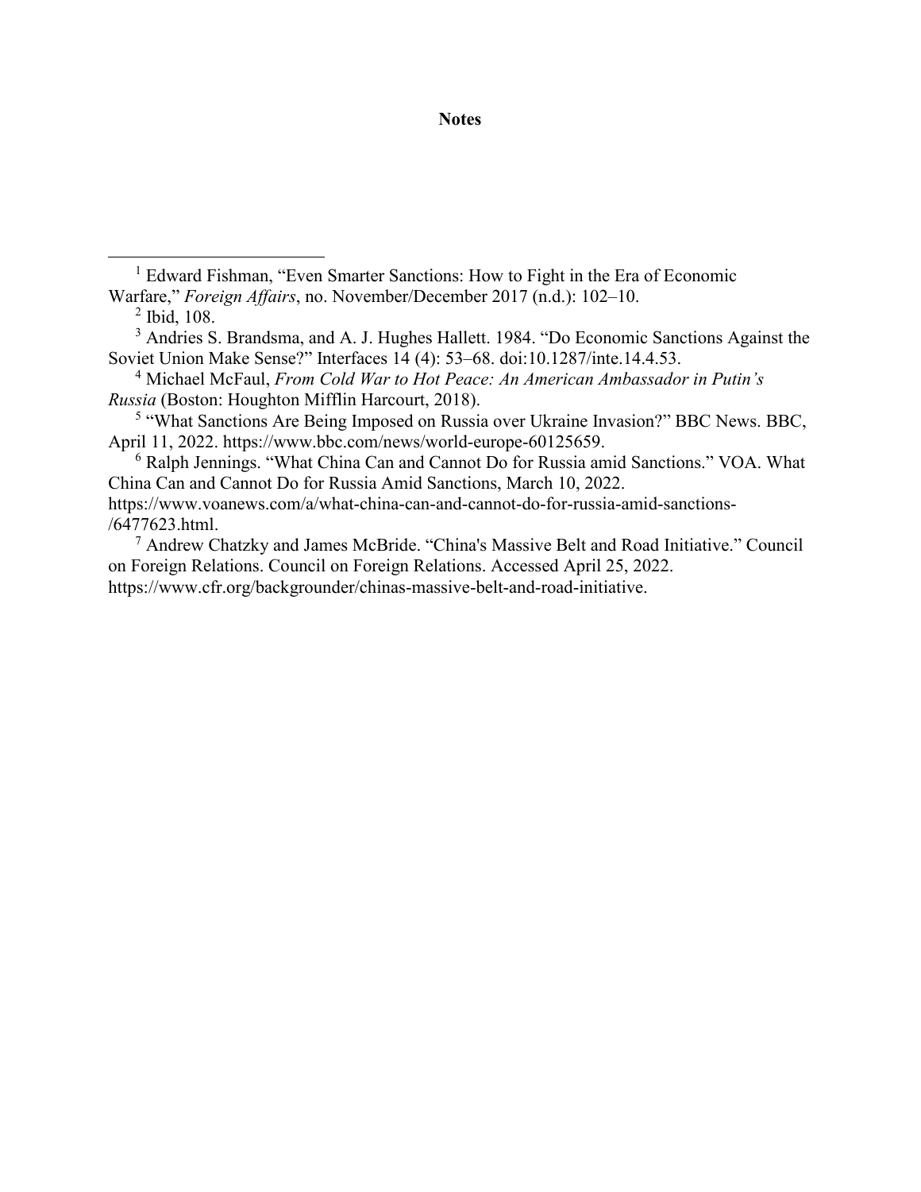**Notes**

---

[1] Edward Fishman, "Even Smarter Sanctions: How to Fight in the Era of Economic Warfare," *Foreign Affairs*, no. November/December 2017 (n.d.): 102–10.

[2] Ibid, 108.

[3] Andries S. Brandsma, and A. J. Hughes Hallett. 1984. "Do Economic Sanctions Against the Soviet Union Make Sense?" Interfaces 14 (4): 53–68. doi:10.1287/inte.14.4.53.

[4] Michael McFaul, *From Cold War to Hot Peace: An American Ambassador in Putin's Russia* (Boston: Houghton Mifflin Harcourt, 2018).

[5] "What Sanctions Are Being Imposed on Russia over Ukraine Invasion?" BBC News. BBC, April 11, 2022. https://www.bbc.com/news/world-europe-60125659.

[6] Ralph Jennings. "What China Can and Cannot Do for Russia amid Sanctions." VOA. What China Can and Cannot Do for Russia Amid Sanctions, March 10, 2022. https://www.voanews.com/a/what-china-can-and-cannot-do-for-russia-amid-sanctions-/6477623.html.

[7] Andrew Chatzky and James McBride. "China's Massive Belt and Road Initiative." Council on Foreign Relations. Council on Foreign Relations. Accessed April 25, 2022. https://www.cfr.org/backgrounder/chinas-massive-belt-and-road-initiative.